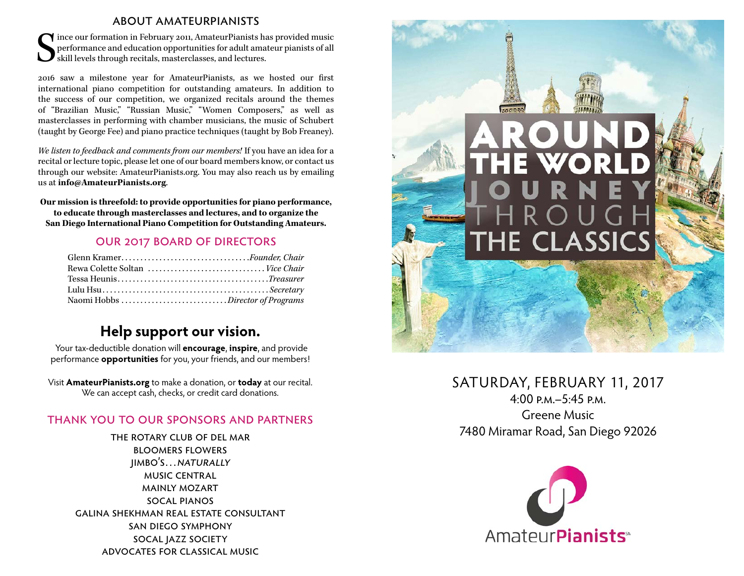## ABOUT AMATEURPIANISTS

Since our formation in February 2011, AmateurPianists has provided music performance and education opportunities for adult amateur pianists of all skill levels through recitals, masterclasses, and lectures.

2016 saw a milestone year for AmateurPianists, as we hosted our first international piano competition for outstanding amateurs. In addition to the success of our competition, we organized recitals around the themes of "Brazilian Music," "Russian Music," "Women Composers," as well as masterclasses in performing with chamber musicians, the music of Schubert (taught by George Fee) and piano practice techniques (taught by Bob Freaney).

*We listen to feedback and comments from our members!* If you have an idea for a recital or lecture topic, please let one of our board members know, or contact us through our website: AmateurPianists.org. You may also reach us by emailing us at **info@AmateurPianists.org**.

**Our mission is threefold: to provide opportunities for piano performance, to educate through masterclasses and lectures, and to organize the San Diego International Piano Competition for Outstanding Amateurs.**

## OUR 2017 BOARD OF DIRECTORS

Glenn Kramer................................*Founder, Chair*
Rewa Colette Soltan ..............................*Vice Chair*
Tessa Heunis.......................................*Treasurer*
Lulu Hsu...........................................*Secretary*
Naomi Hobbs ...........................*Director of Programs*

## Help support our vision.

Your tax-deductible donation will **encourage**, **inspire**, and provide performance **opportunities** for you, your friends, and our members!

Visit **AmateurPianists.org** to make a donation, or **today** at our recital. We can accept cash, checks, or credit card donations.

## THANK YOU TO OUR SPONSORS AND PARTNERS

THE ROTARY CLUB OF DEL MAR
BLOOMERS FLOWERS
JIMBO'S...*NATURALLY*
MUSIC CENTRAL
MAINLY MOZART
SOCAL PIANOS
GALINA SHEKHMAN REAL ESTATE CONSULTANT
SAN DIEGO SYMPHONY
SOCAL JAZZ SOCIETY
ADVOCATES FOR CLASSICAL MUSIC

# AROUND THE WORLD JOURNEY THROUGH THE CLASSICS

SATURDAY, FEBRUARY 11, 2017
4:00 P.M.–5:45 P.M.
Greene Music
7480 Miramar Road, San Diego 92026

AmateurPianists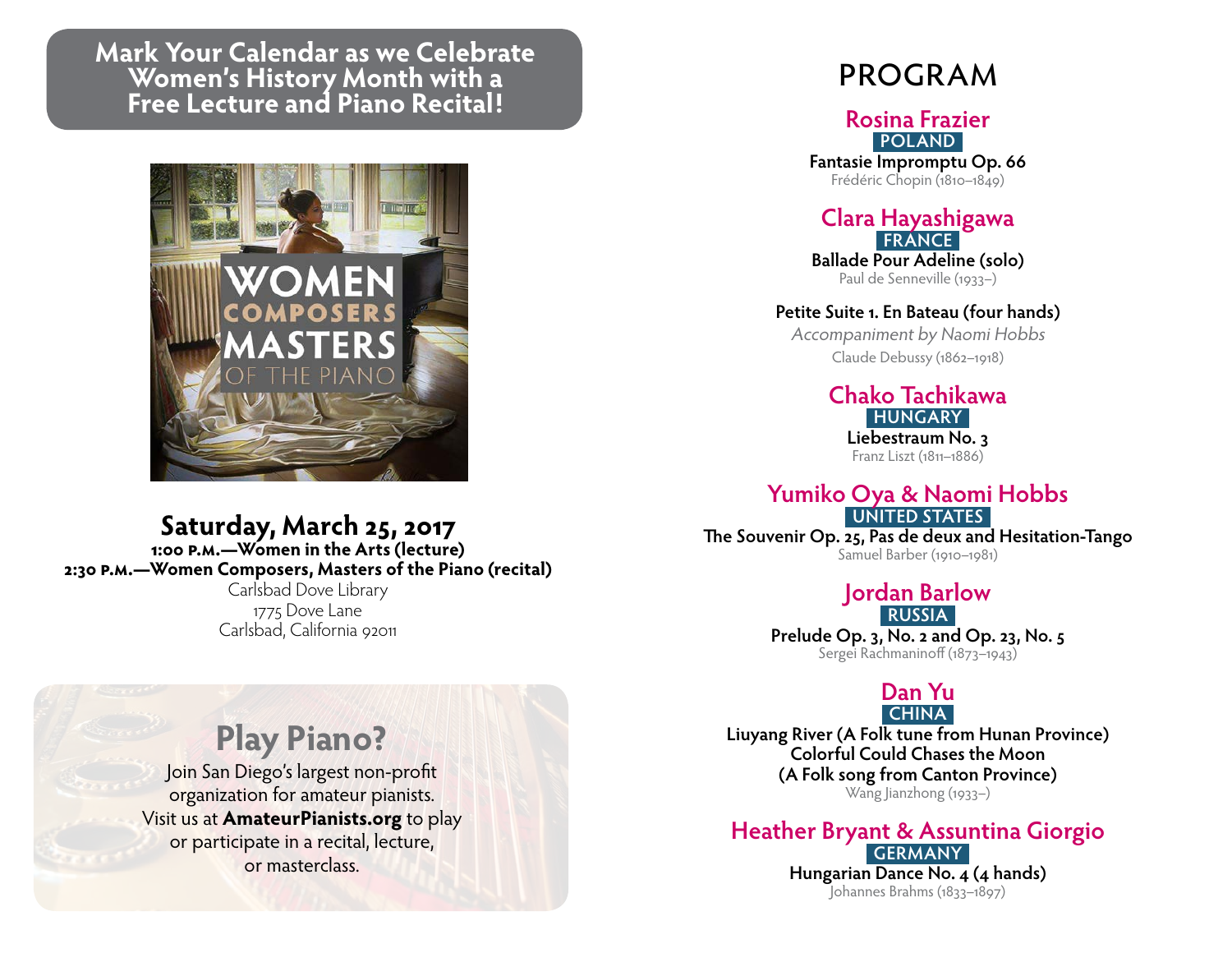**Mark Your Calendar as we Celebrate Women's History Month with a Free Lecture and Piano Recital!**

**Saturday, March 25, 2017**

**1:00 P.M.—Women in the Arts (lecture)**

**2:30 P.M.—Women Composers, Masters of the Piano (recital)**

Carlsbad Dove Library
1775 Dove Lane
Carlsbad, California 92011

## Play Piano?

Join San Diego's largest non-profit organization for amateur pianists. Visit us at **AmateurPianists.org** to play or participate in a recital, lecture, or masterclass.

# PROGRAM

### Rosina Frazier

POLAND

**Fantasie Impromptu Op. 66**
Frédéric Chopin (1810–1849)

### Clara Hayashigawa

FRANCE

**Ballade Pour Adeline (solo)**
Paul de Senneville (1933–)

**Petite Suite 1. En Bateau (four hands)**
*Accompaniment by Naomi Hobbs*
Claude Debussy (1862–1918)

### Chako Tachikawa

HUNGARY

**Liebestraum No. 3**
Franz Liszt (1811–1886)

### Yumiko Oya & Naomi Hobbs

UNITED STATES

**The Souvenir Op. 25, Pas de deux and Hesitation-Tango**
Samuel Barber (1910–1981)

### Jordan Barlow

RUSSIA

**Prelude Op. 3, No. 2 and Op. 23, No. 5**
Sergei Rachmaninoff (1873–1943)

### Dan Yu

CHINA

**Liuyang River (A Folk tune from Hunan Province)**
**Colorful Could Chases the Moon**
**(A Folk song from Canton Province)**
Wang Jianzhong (1933–)

### Heather Bryant & Assuntina Giorgio

GERMANY

**Hungarian Dance No. 4 (4 hands)**
Johannes Brahms (1833–1897)